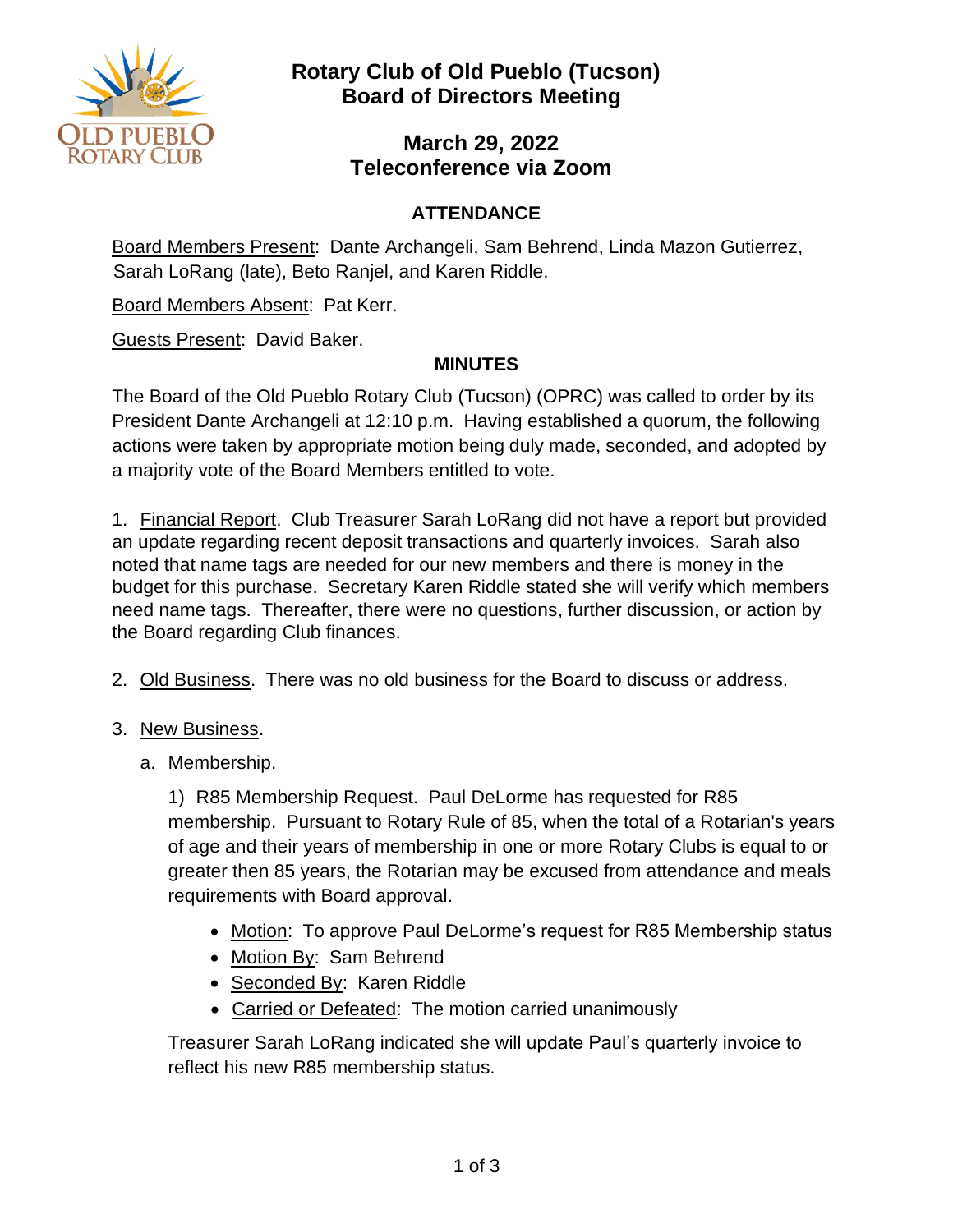# Rotary Club of Old Pueblo (Tucson)
# Board of Directors Meeting

## March 29, 2022
## Teleconference via Zoom

### ATTENDANCE

Board Members Present: Dante Archangeli, Sam Behrend, Linda Mazon Gutierrez, Sarah LoRang (late), Beto Ranjel, and Karen Riddle.

Board Members Absent: Pat Kerr.

Guests Present: David Baker.

### MINUTES

The Board of the Old Pueblo Rotary Club (Tucson) (OPRC) was called to order by its President Dante Archangeli at 12:10 p.m. Having established a quorum, the following actions were taken by appropriate motion being duly made, seconded, and adopted by a majority vote of the Board Members entitled to vote.

1. Financial Report. Club Treasurer Sarah LoRang did not have a report but provided an update regarding recent deposit transactions and quarterly invoices. Sarah also noted that name tags are needed for our new members and there is money in the budget for this purchase. Secretary Karen Riddle stated she will verify which members need name tags. Thereafter, there were no questions, further discussion, or action by the Board regarding Club finances.

2. Old Business. There was no old business for the Board to discuss or address.

3. New Business.

   a. Membership.

      1) R85 Membership Request. Paul DeLorme has requested for R85 membership. Pursuant to Rotary Rule of 85, when the total of a Rotarian's years of age and their years of membership in one or more Rotary Clubs is equal to or greater then 85 years, the Rotarian may be excused from attendance and meals requirements with Board approval.

      - Motion: To approve Paul DeLorme's request for R85 Membership status
      - Motion By: Sam Behrend
      - Seconded By: Karen Riddle
      - Carried or Defeated: The motion carried unanimously

      Treasurer Sarah LoRang indicated she will update Paul's quarterly invoice to reflect his new R85 membership status.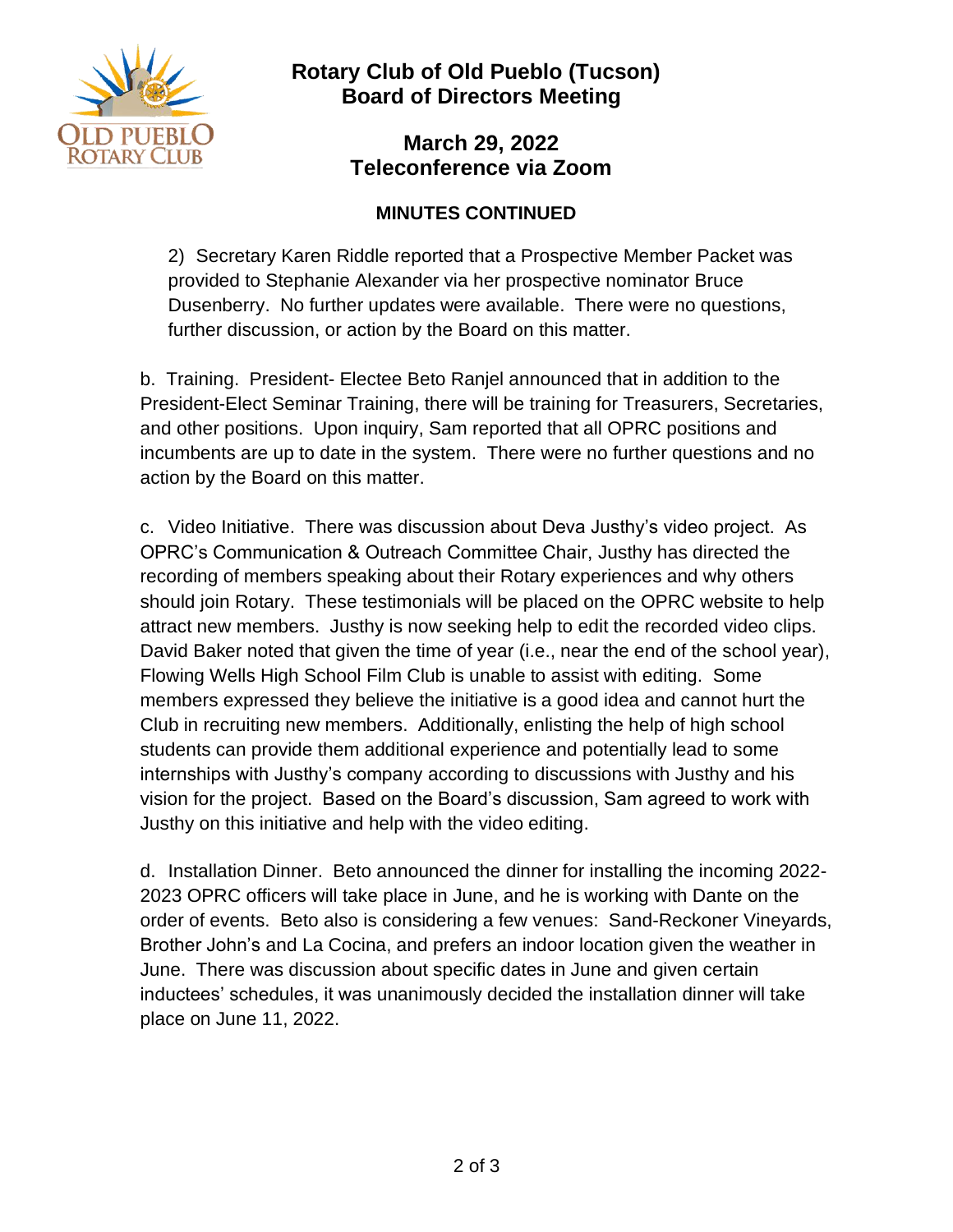# Rotary Club of Old Pueblo (Tucson)
# Board of Directors Meeting

## March 29, 2022
## Teleconference via Zoom

**MINUTES CONTINUED**

2) Secretary Karen Riddle reported that a Prospective Member Packet was provided to Stephanie Alexander via her prospective nominator Bruce Dusenberry. No further updates were available. There were no questions, further discussion, or action by the Board on this matter.

b. Training. President- Electee Beto Ranjel announced that in addition to the President-Elect Seminar Training, there will be training for Treasurers, Secretaries, and other positions. Upon inquiry, Sam reported that all OPRC positions and incumbents are up to date in the system. There were no further questions and no action by the Board on this matter.

c. Video Initiative. There was discussion about Deva Justhy's video project. As OPRC's Communication & Outreach Committee Chair, Justhy has directed the recording of members speaking about their Rotary experiences and why others should join Rotary. These testimonials will be placed on the OPRC website to help attract new members. Justhy is now seeking help to edit the recorded video clips. David Baker noted that given the time of year (i.e., near the end of the school year), Flowing Wells High School Film Club is unable to assist with editing. Some members expressed they believe the initiative is a good idea and cannot hurt the Club in recruiting new members. Additionally, enlisting the help of high school students can provide them additional experience and potentially lead to some internships with Justhy's company according to discussions with Justhy and his vision for the project. Based on the Board's discussion, Sam agreed to work with Justhy on this initiative and help with the video editing.

d. Installation Dinner. Beto announced the dinner for installing the incoming 2022-2023 OPRC officers will take place in June, and he is working with Dante on the order of events. Beto also is considering a few venues: Sand-Reckoner Vineyards, Brother John's and La Cocina, and prefers an indoor location given the weather in June. There was discussion about specific dates in June and given certain inductees' schedules, it was unanimously decided the installation dinner will take place on June 11, 2022.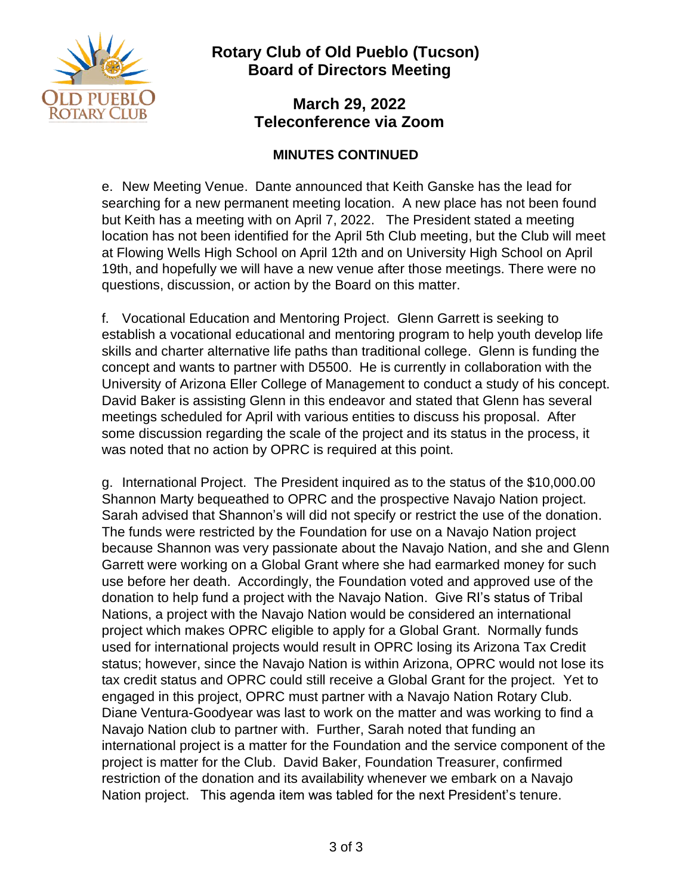# Rotary Club of Old Pueblo (Tucson) Board of Directors Meeting

## March 29, 2022 Teleconference via Zoom

### MINUTES CONTINUED

e. New Meeting Venue. Dante announced that Keith Ganske has the lead for searching for a new permanent meeting location. A new place has not been found but Keith has a meeting with on April 7, 2022. The President stated a meeting location has not been identified for the April 5th Club meeting, but the Club will meet at Flowing Wells High School on April 12th and on University High School on April 19th, and hopefully we will have a new venue after those meetings. There were no questions, discussion, or action by the Board on this matter.

f. Vocational Education and Mentoring Project. Glenn Garrett is seeking to establish a vocational educational and mentoring program to help youth develop life skills and charter alternative life paths than traditional college. Glenn is funding the concept and wants to partner with D5500. He is currently in collaboration with the University of Arizona Eller College of Management to conduct a study of his concept. David Baker is assisting Glenn in this endeavor and stated that Glenn has several meetings scheduled for April with various entities to discuss his proposal. After some discussion regarding the scale of the project and its status in the process, it was noted that no action by OPRC is required at this point.

g. International Project. The President inquired as to the status of the $10,000.00 Shannon Marty bequeathed to OPRC and the prospective Navajo Nation project. Sarah advised that Shannon's will did not specify or restrict the use of the donation. The funds were restricted by the Foundation for use on a Navajo Nation project because Shannon was very passionate about the Navajo Nation, and she and Glenn Garrett were working on a Global Grant where she had earmarked money for such use before her death. Accordingly, the Foundation voted and approved use of the donation to help fund a project with the Navajo Nation. Give RI's status of Tribal Nations, a project with the Navajo Nation would be considered an international project which makes OPRC eligible to apply for a Global Grant. Normally funds used for international projects would result in OPRC losing its Arizona Tax Credit status; however, since the Navajo Nation is within Arizona, OPRC would not lose its tax credit status and OPRC could still receive a Global Grant for the project. Yet to engaged in this project, OPRC must partner with a Navajo Nation Rotary Club. Diane Ventura-Goodyear was last to work on the matter and was working to find a Navajo Nation club to partner with. Further, Sarah noted that funding an international project is a matter for the Foundation and the service component of the project is matter for the Club. David Baker, Foundation Treasurer, confirmed restriction of the donation and its availability whenever we embark on a Navajo Nation project. This agenda item was tabled for the next President's tenure.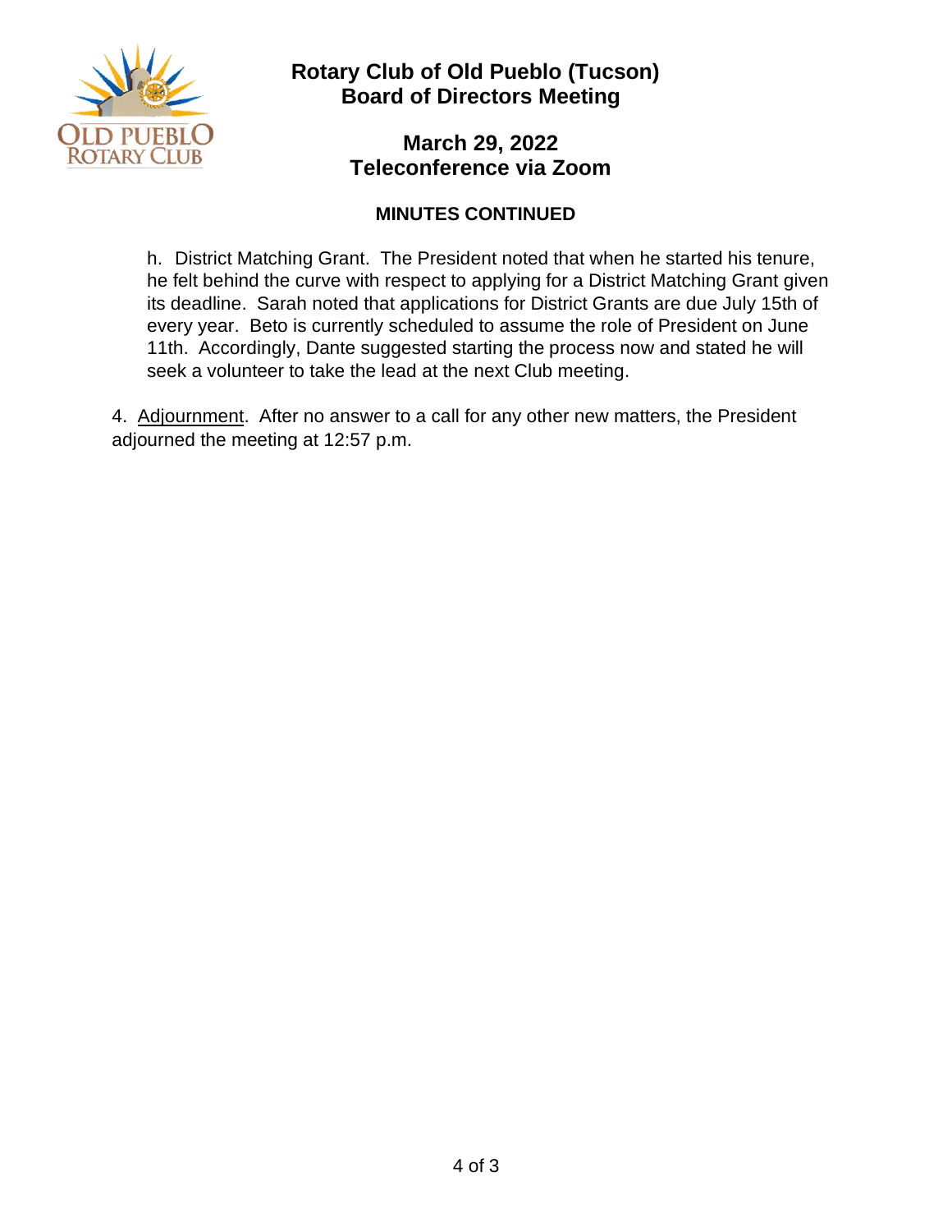# Rotary Club of Old Pueblo (Tucson)
# Board of Directors Meeting

## March 29, 2022
## Teleconference via Zoom

### MINUTES CONTINUED

h. District Matching Grant. The President noted that when he started his tenure, he felt behind the curve with respect to applying for a District Matching Grant given its deadline. Sarah noted that applications for District Grants are due July 15th of every year. Beto is currently scheduled to assume the role of President on June 11th. Accordingly, Dante suggested starting the process now and stated he will seek a volunteer to take the lead at the next Club meeting.

4. Adjournment. After no answer to a call for any other new matters, the President adjourned the meeting at 12:57 p.m.